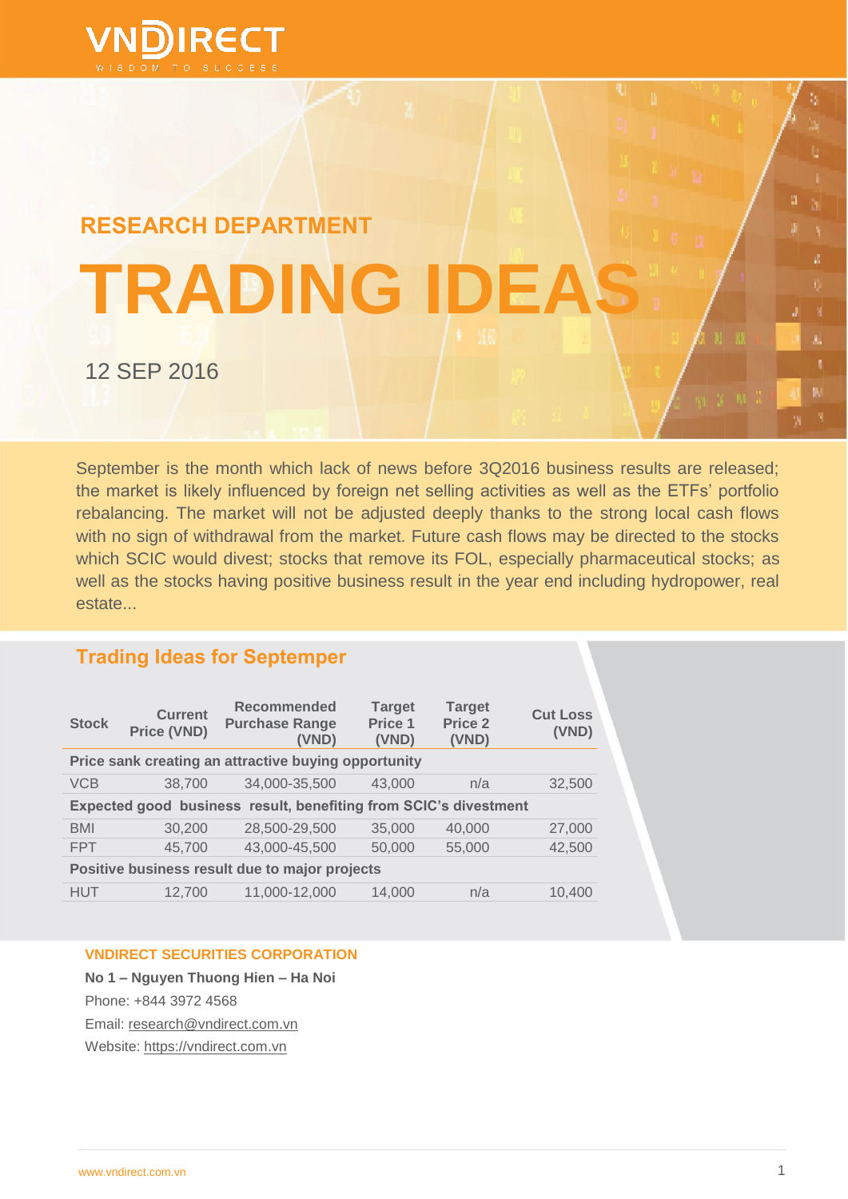VNDIRECT
WISDOM TO SUCCESS

## RESEARCH DEPARTMENT

# TRADING IDEAS

12 SEP 2016

September is the month which lack of news before 3Q2016 business results are released; the market is likely influenced by foreign net selling activities as well as the ETFs' portfolio rebalancing. The market will not be adjusted deeply thanks to the strong local cash flows with no sign of withdrawal from the market. Future cash flows may be directed to the stocks which SCIC would divest; stocks that remove its FOL, especially pharmaceutical stocks; as well as the stocks having positive business result in the year end including hydropower, real estate...

## Trading Ideas for Septemper

| Stock | Current Price (VND) | Recommended Purchase Range (VND) | Target Price 1 (VND) | Target Price 2 (VND) | Cut Loss (VND) |
|---|---|---|---|---|---|
| **Price sank creating an attractive buying opportunity** | | | | | |
| VCB | 38,700 | 34,000-35,500 | 43,000 | n/a | 32,500 |
| **Expected good business result, benefiting from SCIC's divestment** | | | | | |
| BMI | 30,200 | 28,500-29,500 | 35,000 | 40,000 | 27,000 |
| FPT | 45,700 | 43,000-45,500 | 50,000 | 55,000 | 42,500 |
| **Positive business result due to major projects** | | | | | |
| HUT | 12,700 | 11,000-12,000 | 14,000 | n/a | 10,400 |

**VNDIRECT SECURITIES CORPORATION**

**No 1 – Nguyen Thuong Hien – Ha Noi**

Phone: +844 3972 4568

Email: research@vndirect.com.vn

Website: https://vndirect.com.vn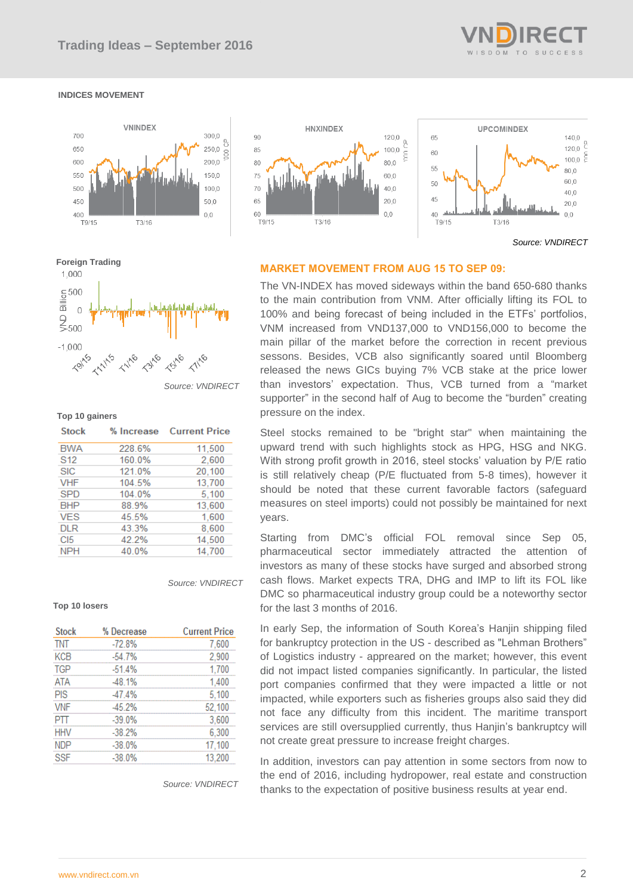### INDICES MOVEMENT

Source: VNDIRECT

### Foreign Trading

Source: VNDIRECT

### Top 10 gainers

| Stock | % Increase | Current Price |
|---|---|---|
| BWA | 228.6% | 11,500 |
| S12 | 160.0% | 2,600 |
| SIC | 121.0% | 20,100 |
| VHF | 104.5% | 13,700 |
| SPD | 104.0% | 5,100 |
| BHP | 88.9% | 13,600 |
| VES | 45.5% | 1,600 |
| DLR | 43.3% | 8,600 |
| CI5 | 42.2% | 14,500 |
| NPH | 40.0% | 14,700 |

Source: VNDIRECT

### Top 10 losers

| Stock | % Decrease | Current Price |
|---|---|---|
| TNT | -72.8% | 7,600 |
| KCB | -54.7% | 2,900 |
| TGP | -51.4% | 1,700 |
| ATA | -48.1% | 1,400 |
| PIS | -47.4% | 5,100 |
| VNF | -45.2% | 52,100 |
| PTT | -39.0% | 3,600 |
| HHV | -38.2% | 6,300 |
| NDP | -38.0% | 17,100 |
| SSF | -38.0% | 13,200 |

Source: VNDIRECT

## MARKET MOVEMENT FROM AUG 15 TO SEP 09:

The VN-INDEX has moved sideways within the band 650-680 thanks to the main contribution from VNM. After officially lifting its FOL to 100% and being forecast of being included in the ETFs' portfolios, VNM increased from VND137,000 to VND156,000 to become the main pillar of the market before the correction in recent previous sessons. Besides, VCB also significantly soared until Bloomberg released the news GICs buying 7% VCB stake at the price lower than investors' expectation. Thus, VCB turned from a "market supporter" in the second half of Aug to become the "burden" creating pressure on the index.

Steel stocks remained to be "bright star" when maintaining the upward trend with such highlights stock as HPG, HSG and NKG. With strong profit growth in 2016, steel stocks' valuation by P/E ratio is still relatively cheap (P/E fluctuated from 5-8 times), however it should be noted that these current favorable factors (safeguard measures on steel imports) could not possibly be maintained for next years.

Starting from DMC's official FOL removal since Sep 05, pharmaceutical sector immediately attracted the attention of investors as many of these stocks have surged and absorbed strong cash flows. Market expects TRA, DHG and IMP to lift its FOL like DMC so pharmaceutical industry group could be a noteworthy sector for the last 3 months of 2016.

In early Sep, the information of South Korea's Hanjin shipping filed for bankruptcy protection in the US - described as "Lehman Brothers" of Logistics industry - appeared on the market; however, this event did not impact listed companies significantly. In particular, the listed port companies confirmed that they were impacted a little or not impacted, while exporters such as fisheries groups also said they did not face any difficulty from this incident. The maritime transport services are still oversupplied currently, thus Hanjin's bankruptcy will not create great pressure to increase freight charges.

In addition, investors can pay attention in some sectors from now to the end of 2016, including hydropower, real estate and construction thanks to the expectation of positive business results at year end.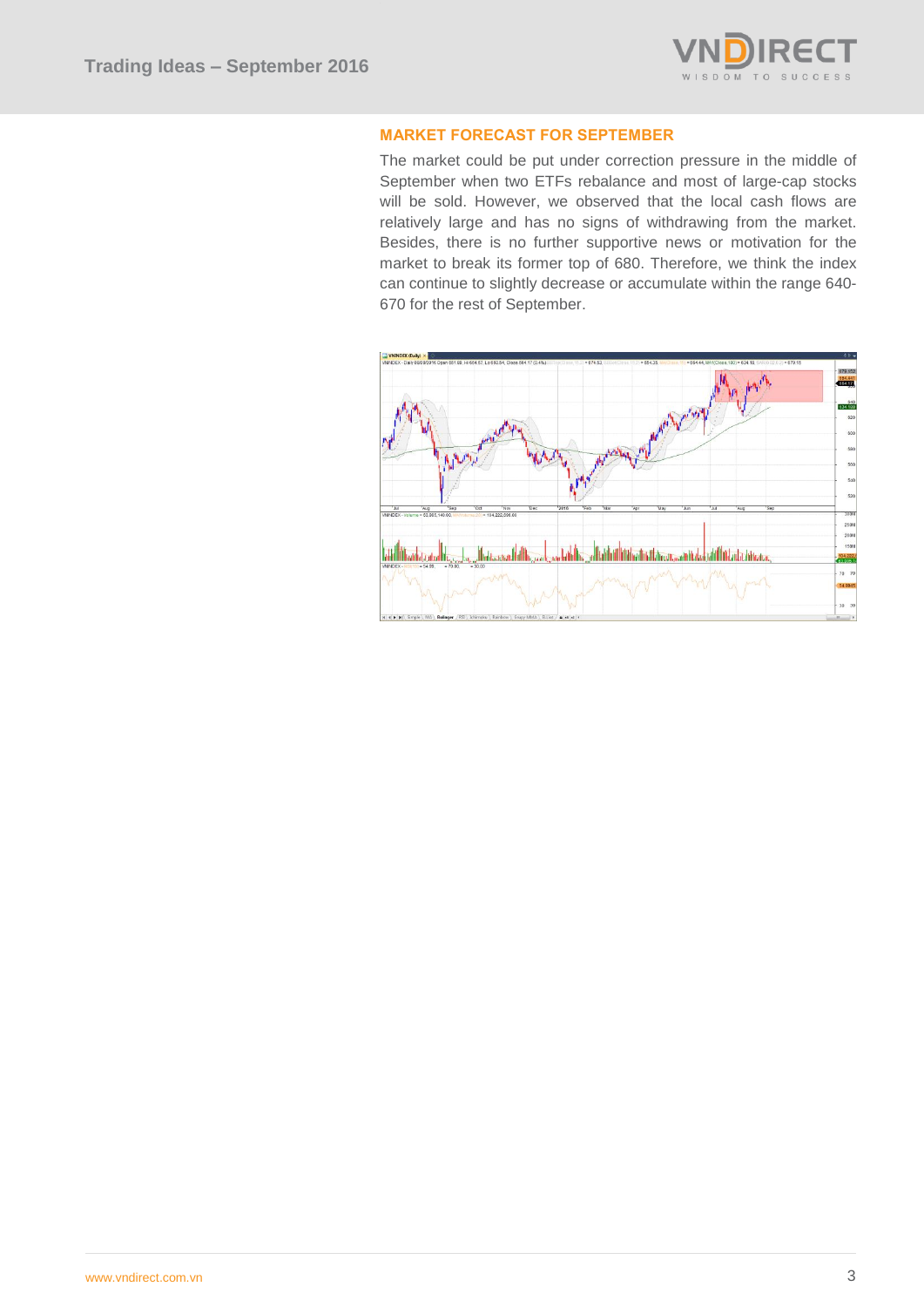## MARKET FORECAST FOR SEPTEMBER

The market could be put under correction pressure in the middle of September when two ETFs rebalance and most of large-cap stocks will be sold. However, we observed that the local cash flows are relatively large and has no signs of withdrawing from the market. Besides, there is no further supportive news or motivation for the market to break its former top of 680. Therefore, we think the index can continue to slightly decrease or accumulate within the range 640-670 for the rest of September.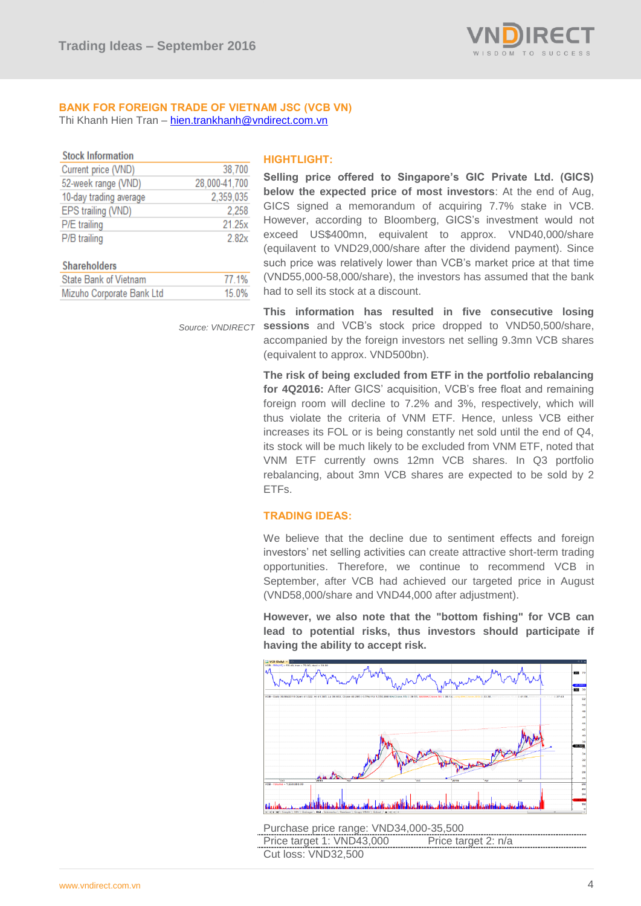## BANK FOR FOREIGN TRADE OF VIETNAM JSC (VCB VN)

Thi Khanh Hien Tran – hien.trankhanh@vndirect.com.vn

| Stock Information | |
|---|---|
| Current price (VND) | 38,700 |
| 52-week range (VND) | 28,000-41,700 |
| 10-day trading average | 2,359,035 |
| EPS trailing (VND) | 2,258 |
| P/E trailing | 21.25x |
| P/B trailing | 2.82x |

| Shareholders | |
|---|---|
| State Bank of Vietnam | 77.1% |
| Mizuho Corporate Bank Ltd | 15.0% |

*Source: VNDIRECT*

### HIGHTLIGHT:

**Selling price offered to Singapore's GIC Private Ltd. (GICS) below the expected price of most investors**: At the end of Aug, GICS signed a memorandum of acquiring 7.7% stake in VCB. However, according to Bloomberg, GICS's investment would not exceed US$400mn, equivalent to approx. VND40,000/share (equilavent to VND29,000/share after the dividend payment). Since such price was relatively lower than VCB's market price at that time (VND55,000-58,000/share), the investors has assumed that the bank had to sell its stock at a discount.

**This information has resulted in five consecutive losing sessions** and VCB's stock price dropped to VND50,500/share, accompanied by the foreign investors net selling 9.3mn VCB shares (equivalent to approx. VND500bn).

**The risk of being excluded from ETF in the portfolio rebalancing for 4Q2016:** After GICS' acquisition, VCB's free float and remaining foreign room will decline to 7.2% and 3%, respectively, which will thus violate the criteria of VNM ETF. Hence, unless VCB either increases its FOL or is being constantly net sold until the end of Q4, its stock will be much likely to be excluded from VNM ETF, noted that VNM ETF currently owns 12mn VCB shares. In Q3 portfolio rebalancing, about 3mn VCB shares are expected to be sold by 2 ETFs.

### TRADING IDEAS:

We believe that the decline due to sentiment effects and foreign investors' net selling activities can create attractive short-term trading opportunities. Therefore, we continue to recommend VCB in September, after VCB had achieved our targeted price in August (VND58,000/share and VND44,000 after adjustment).

**However, we also note that the "bottom fishing" for VCB can lead to potential risks, thus investors should participate if having the ability to accept risk.**

Purchase price range: VND34,000-35,500

Price target 1: VND43,000 — Price target 2: n/a

Cut loss: VND32,500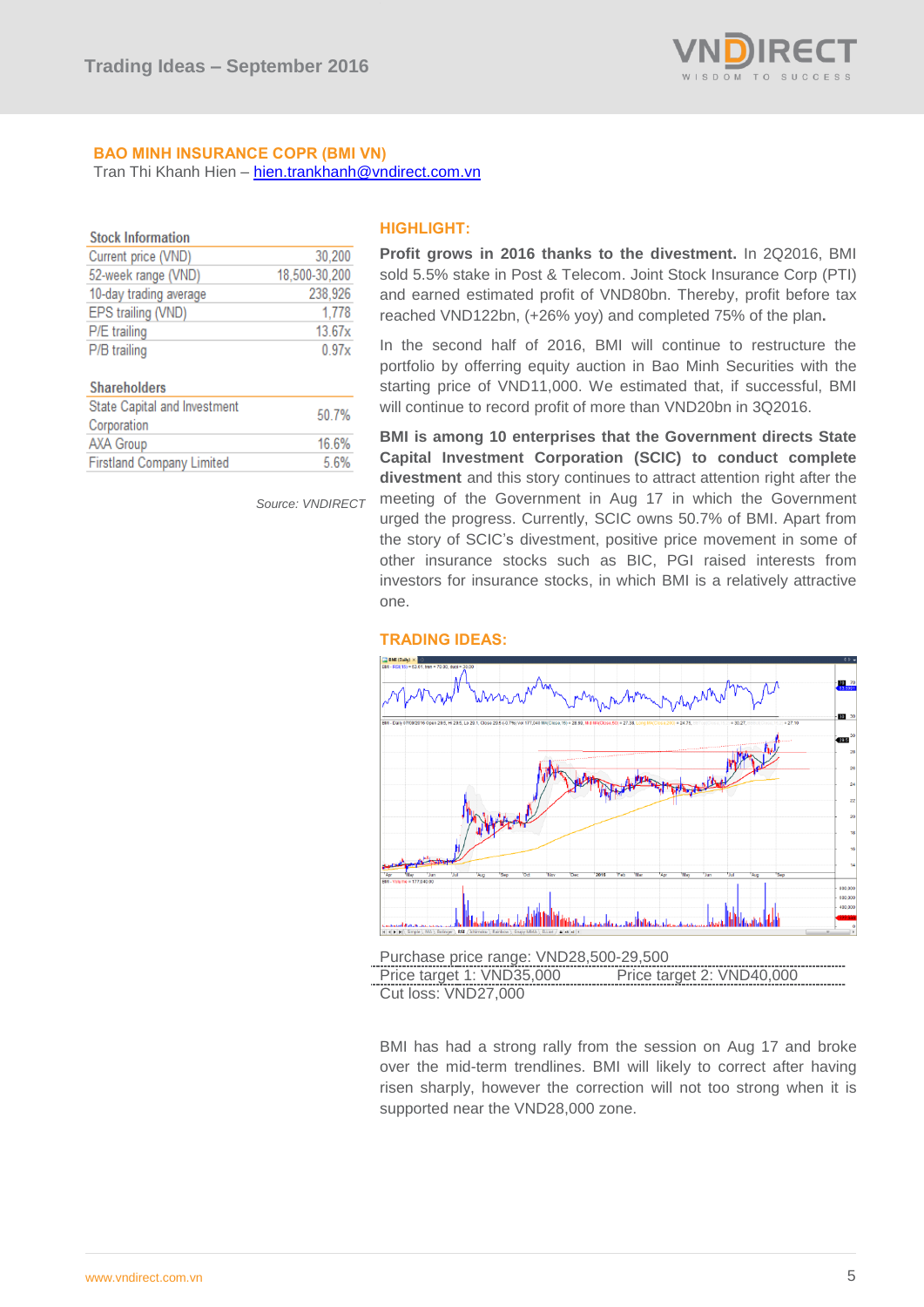## BAO MINH INSURANCE COPR (BMI VN)

Tran Thi Khanh Hien – hien.trankhanh@vndirect.com.vn

| Stock Information | |
|---|---|
| Current price (VND) | 30,200 |
| 52-week range (VND) | 18,500-30,200 |
| 10-day trading average | 238,926 |
| EPS trailing (VND) | 1,778 |
| P/E trailing | 13.67x |
| P/B trailing | 0.97x |

| Shareholders | |
|---|---|
| State Capital and Investment Corporation | 50.7% |
| AXA Group | 16.6% |
| Firstland Company Limited | 5.6% |

*Source: VNDIRECT*

### HIGHLIGHT:

**Profit grows in 2016 thanks to the divestment.** In 2Q2016, BMI sold 5.5% stake in Post & Telecom. Joint Stock Insurance Corp (PTI) and earned estimated profit of VND80bn. Thereby, profit before tax reached VND122bn, (+26% yoy) and completed 75% of the plan**.**

In the second half of 2016, BMI will continue to restructure the portfolio by offerring equity auction in Bao Minh Securities with the starting price of VND11,000. We estimated that, if successful, BMI will continue to record profit of more than VND20bn in 3Q2016.

**BMI is among 10 enterprises that the Government directs State Capital Investment Corporation (SCIC) to conduct complete divestment** and this story continues to attract attention right after the meeting of the Government in Aug 17 in which the Government urged the progress. Currently, SCIC owns 50.7% of BMI. Apart from the story of SCIC's divestment, positive price movement in some of other insurance stocks such as BIC, PGI raised interests from investors for insurance stocks, in which BMI is a relatively attractive one.

### TRADING IDEAS:

Purchase price range: VND28,500-29,500

Price target 1: VND35,000 Price target 2: VND40,000

Cut loss: VND27,000

BMI has had a strong rally from the session on Aug 17 and broke over the mid-term trendlines. BMI will likely to correct after having risen sharply, however the correction will not too strong when it is supported near the VND28,000 zone.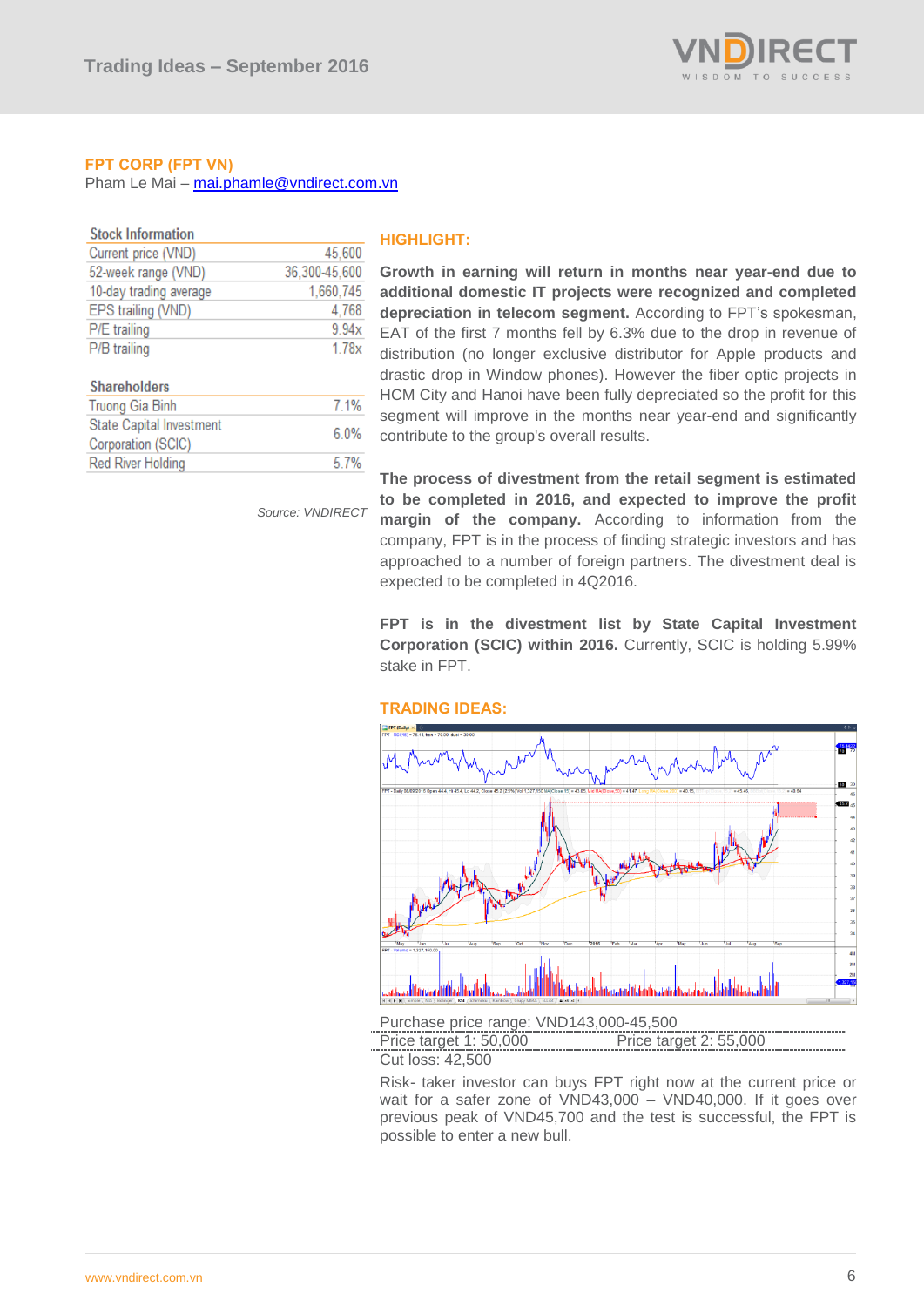## FPT CORP (FPT VN)

Pham Le Mai – mai.phamle@vndirect.com.vn

| Stock Information | |
|---|---|
| Current price (VND) | 45,600 |
| 52-week range (VND) | 36,300-45,600 |
| 10-day trading average | 1,660,745 |
| EPS trailing (VND) | 4,768 |
| P/E trailing | 9.94x |
| P/B trailing | 1.78x |

| Shareholders | |
|---|---|
| Truong Gia Binh | 7.1% |
| State Capital Investment Corporation (SCIC) | 6.0% |
| Red River Holding | 5.7% |

*Source: VNDIRECT*

### HIGHLIGHT:

**Growth in earning will return in months near year-end due to additional domestic IT projects were recognized and completed depreciation in telecom segment.** According to FPT's spokesman, EAT of the first 7 months fell by 6.3% due to the drop in revenue of distribution (no longer exclusive distributor for Apple products and drastic drop in Window phones). However the fiber optic projects in HCM City and Hanoi have been fully depreciated so the profit for this segment will improve in the months near year-end and significantly contribute to the group's overall results.

**The process of divestment from the retail segment is estimated to be completed in 2016, and expected to improve the profit margin of the company.** According to information from the company, FPT is in the process of finding strategic investors and has approached to a number of foreign partners. The divestment deal is expected to be completed in 4Q2016.

**FPT is in the divestment list by State Capital Investment Corporation (SCIC) within 2016.** Currently, SCIC is holding 5.99% stake in FPT.

### TRADING IDEAS:

Purchase price range: VND143,000-45,500

Price target 1: 50,000 Price target 2: 55,000

Cut loss: 42,500

Risk- taker investor can buys FPT right now at the current price or wait for a safer zone of VND43,000 – VND40,000. If it goes over previous peak of VND45,700 and the test is successful, the FPT is possible to enter a new bull.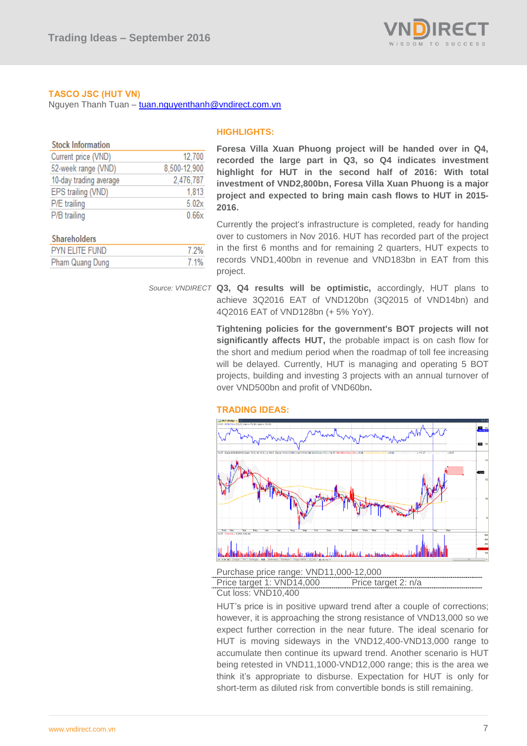## TASCO JSC (HUT VN)

Nguyen Thanh Tuan – tuan.nguyenthanh@vndirect.com.vn

| Stock Information | |
|---|---|
| Current price (VND) | 12,700 |
| 52-week range (VND) | 8,500-12,900 |
| 10-day trading average | 2,476,787 |
| EPS trailing (VND) | 1,813 |
| P/E trailing | 5.02x |
| P/B trailing | 0.66x |

| Shareholders | |
|---|---|
| PYN ELITE FUND | 7.2% |
| Pham Quang Dung | 7.1% |

*Source: VNDIRECT*

### HIGHLIGHTS:

**Foresa Villa Xuan Phuong project will be handed over in Q4, recorded the large part in Q3, so Q4 indicates investment highlight for HUT in the second half of 2016: With total investment of VND2,800bn, Foresa Villa Xuan Phuong is a major project and expected to bring main cash flows to HUT in 2015-2016.**

Currently the project's infrastructure is completed, ready for handing over to customers in Nov 2016. HUT has recorded part of the project in the first 6 months and for remaining 2 quarters, HUT expects to records VND1,400bn in revenue and VND183bn in EAT from this project.

**Q3, Q4 results will be optimistic,** accordingly, HUT plans to achieve 3Q2016 EAT of VND120bn (3Q2015 of VND14bn) and 4Q2016 EAT of VND128bn (+ 5% YoY).

**Tightening policies for the government's BOT projects will not significantly affects HUT,** the probable impact is on cash flow for the short and medium period when the roadmap of toll fee increasing will be delayed. Currently, HUT is managing and operating 5 BOT projects, building and investing 3 projects with an annual turnover of over VND500bn and profit of VND60bn**.**

### TRADING IDEAS:

Purchase price range: VND11,000-12,000

Price target 1: VND14,000 Price target 2: n/a

Cut loss: VND10,400

HUT's price is in positive upward trend after a couple of corrections; however, it is approaching the strong resistance of VND13,000 so we expect further correction in the near future. The ideal scenario for HUT is moving sideways in the VND12,400-VND13,000 range to accumulate then continue its upward trend. Another scenario is HUT being retested in VND11,1000-VND12,000 range; this is the area we think it's appropriate to disburse. Expectation for HUT is only for short-term as diluted risk from convertible bonds is still remaining.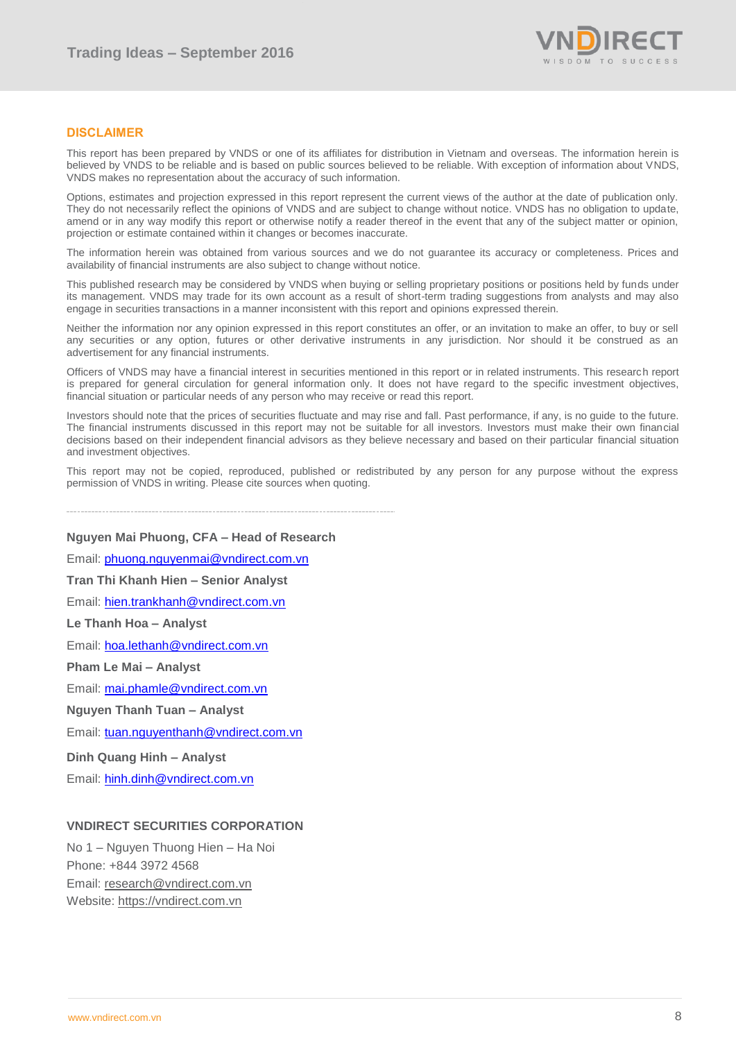## DISCLAIMER

This report has been prepared by VNDS or one of its affiliates for distribution in Vietnam and overseas. The information herein is believed by VNDS to be reliable and is based on public sources believed to be reliable. With exception of information about VNDS, VNDS makes no representation about the accuracy of such information.

Options, estimates and projection expressed in this report represent the current views of the author at the date of publication only. They do not necessarily reflect the opinions of VNDS and are subject to change without notice. VNDS has no obligation to update, amend or in any way modify this report or otherwise notify a reader thereof in the event that any of the subject matter or opinion, projection or estimate contained within it changes or becomes inaccurate.

The information herein was obtained from various sources and we do not guarantee its accuracy or completeness. Prices and availability of financial instruments are also subject to change without notice.

This published research may be considered by VNDS when buying or selling proprietary positions or positions held by funds under its management. VNDS may trade for its own account as a result of short-term trading suggestions from analysts and may also engage in securities transactions in a manner inconsistent with this report and opinions expressed therein.

Neither the information nor any opinion expressed in this report constitutes an offer, or an invitation to make an offer, to buy or sell any securities or any option, futures or other derivative instruments in any jurisdiction. Nor should it be construed as an advertisement for any financial instruments.

Officers of VNDS may have a financial interest in securities mentioned in this report or in related instruments. This research report is prepared for general circulation for general information only. It does not have regard to the specific investment objectives, financial situation or particular needs of any person who may receive or read this report.

Investors should note that the prices of securities fluctuate and may rise and fall. Past performance, if any, is no guide to the future. The financial instruments discussed in this report may not be suitable for all investors. Investors must make their own financial decisions based on their independent financial advisors as they believe necessary and based on their particular financial situation and investment objectives.

This report may not be copied, reproduced, published or redistributed by any person for any purpose without the express permission of VNDS in writing. Please cite sources when quoting.

---

**Nguyen Mai Phuong, CFA – Head of Research**

Email: phuong.nguyenmai@vndirect.com.vn

**Tran Thi Khanh Hien – Senior Analyst**

Email: hien.trankhanh@vndirect.com.vn

**Le Thanh Hoa – Analyst**

Email: hoa.lethanh@vndirect.com.vn

**Pham Le Mai – Analyst**

Email: mai.phamle@vndirect.com.vn

**Nguyen Thanh Tuan – Analyst**

Email: tuan.nguyenthanh@vndirect.com.vn

**Dinh Quang Hinh – Analyst**

Email: hinh.dinh@vndirect.com.vn

**VNDIRECT SECURITIES CORPORATION**

No 1 – Nguyen Thuong Hien – Ha Noi
Phone: +844 3972 4568
Email: research@vndirect.com.vn
Website: https://vndirect.com.vn